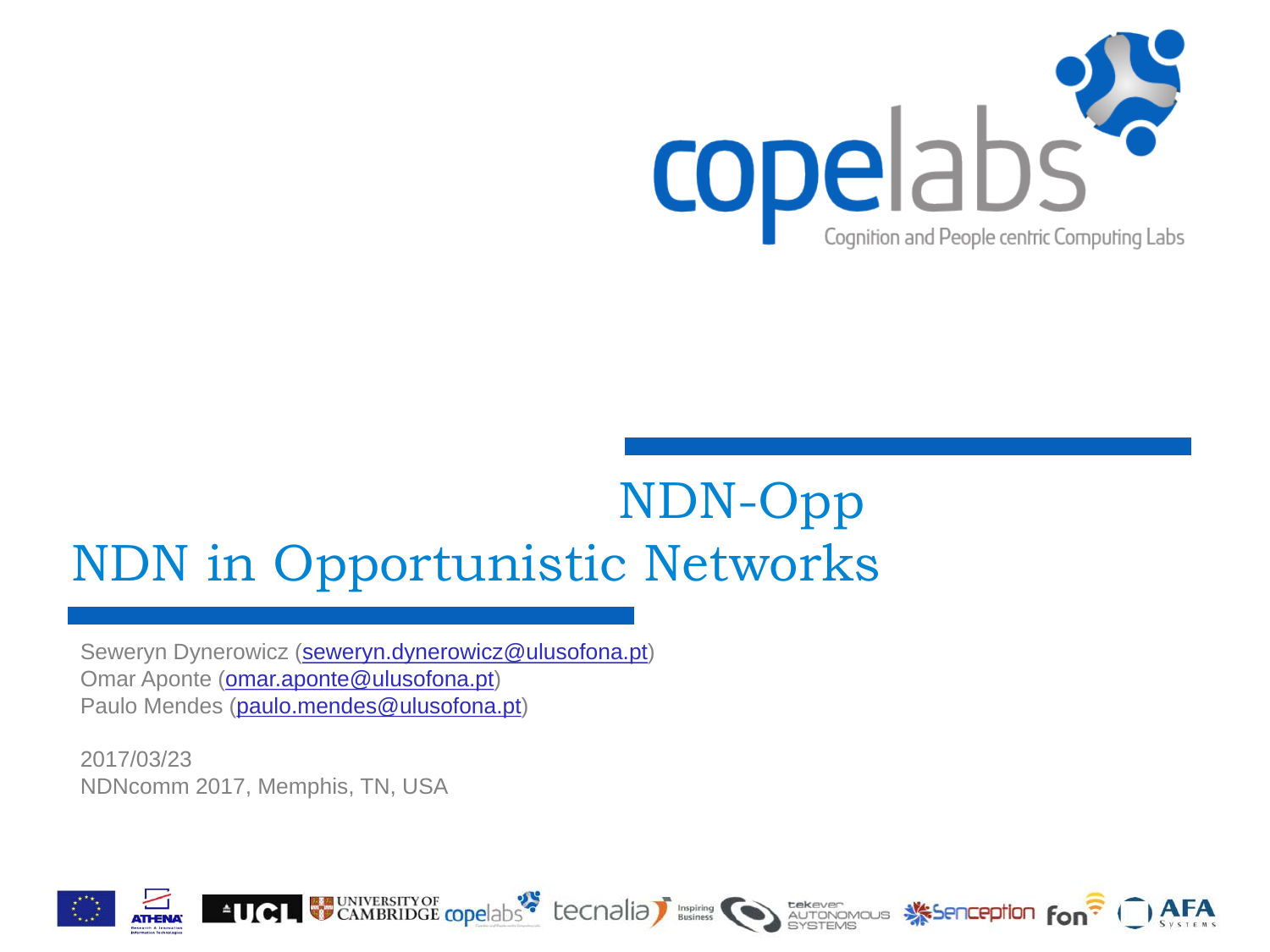# NDN-Opp

# NDN in Opportunistic Networks

Seweryn Dynerowicz (seweryn.dynerowicz@ulusofona.pt)
Omar Aponte (omar.aponte@ulusofona.pt)
Paulo Mendes (paulo.mendes@ulusofona.pt)

2017/03/23
NDNcomm 2017, Memphis, TN, USA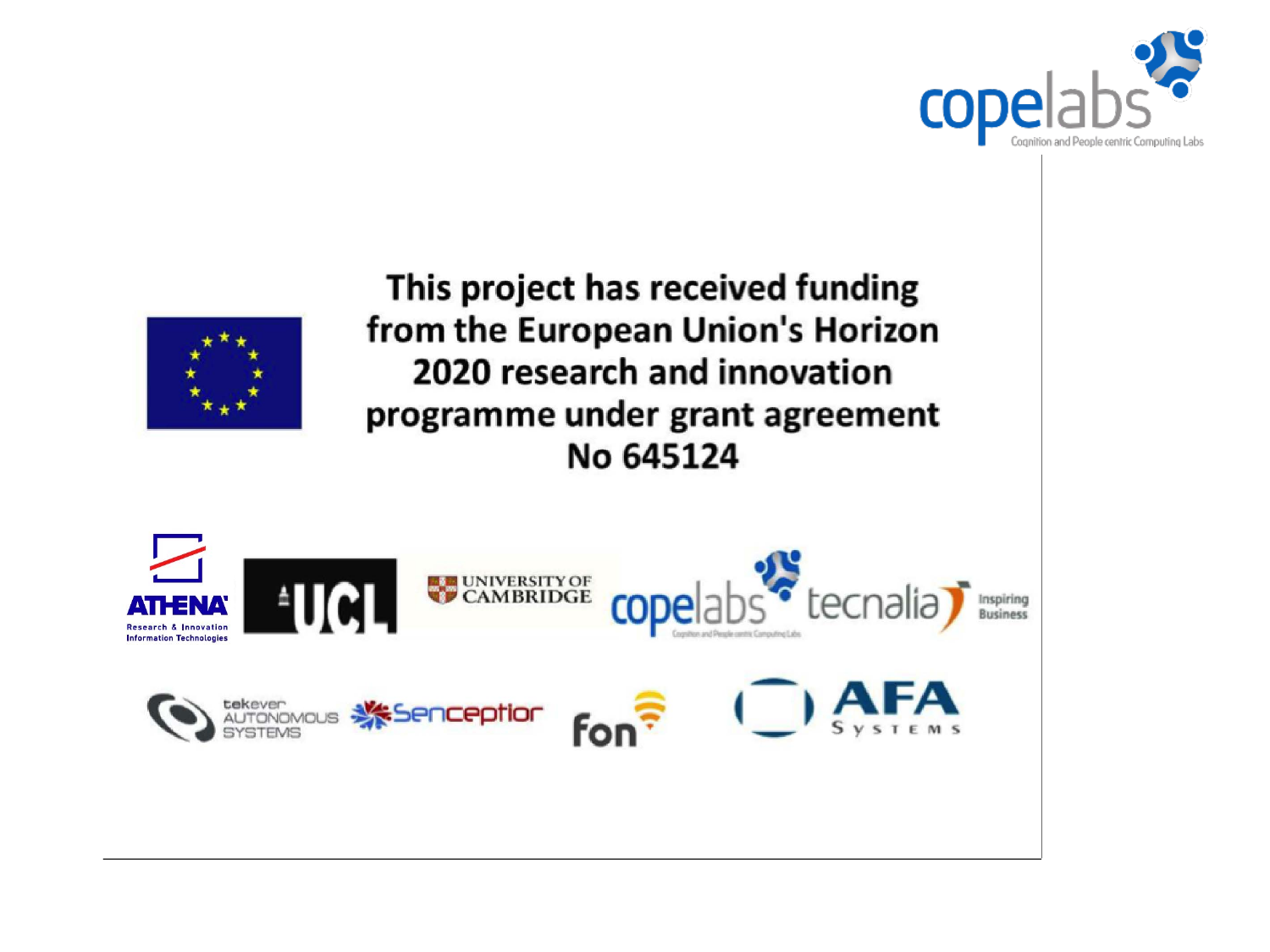This project has received funding from the European Union's Horizon 2020 research and innovation programme under grant agreement No 645124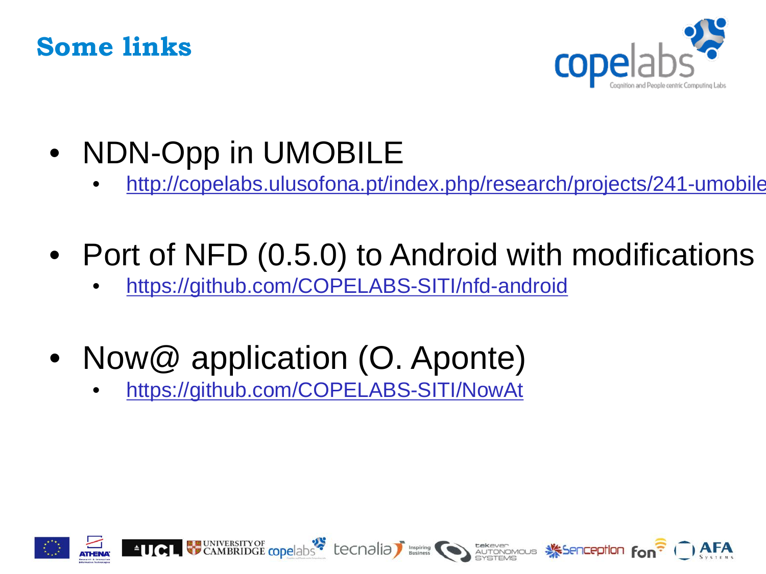# Some links

- NDN-Opp in UMOBILE
  - http://copelabs.ulusofona.pt/index.php/research/projects/241-umobile
- Port of NFD (0.5.0) to Android with modifications
  - https://github.com/COPELABS-SITI/nfd-android
- Now@ application (O. Aponte)
  - https://github.com/COPELABS-SITI/NowAt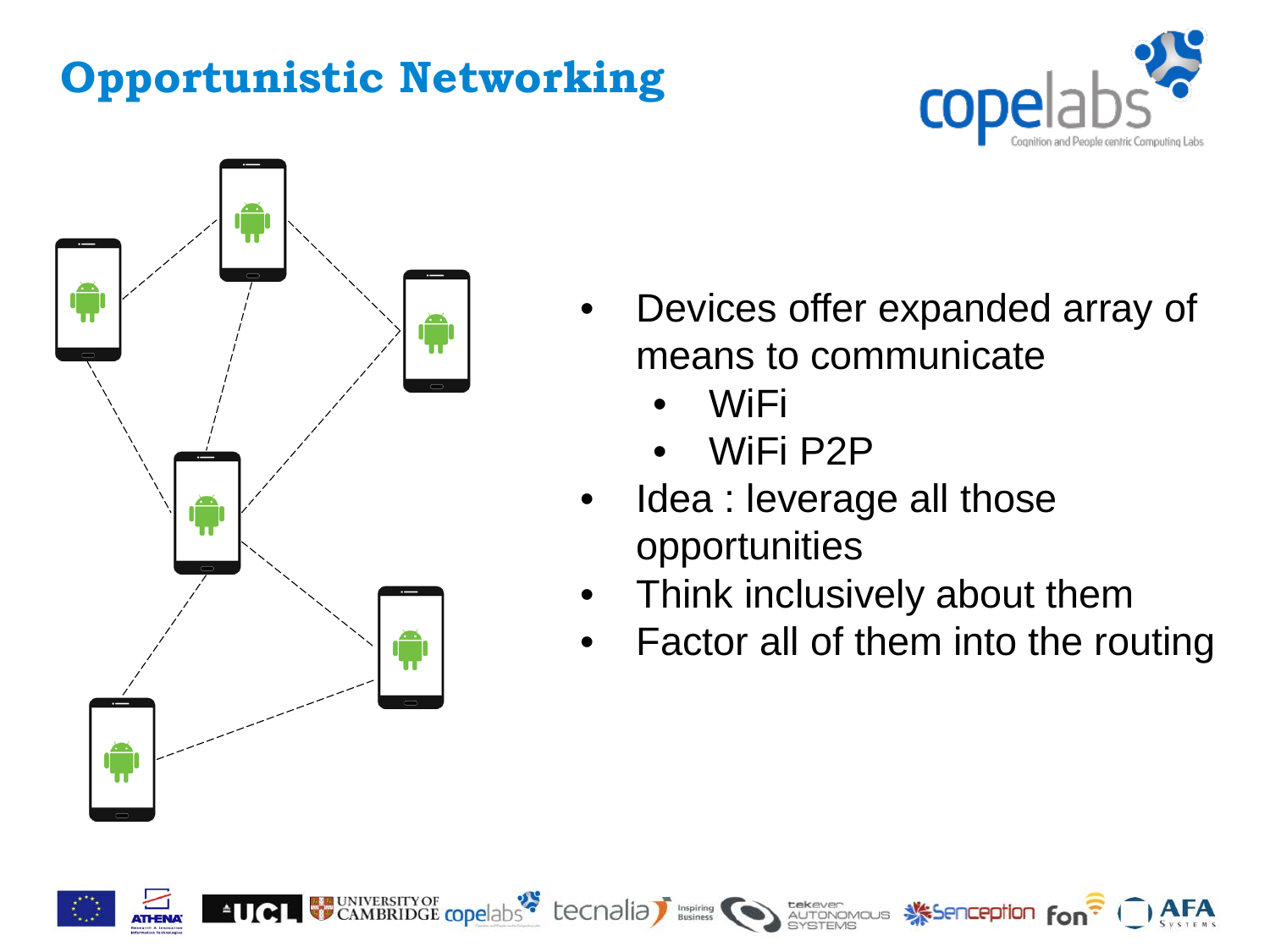# Opportunistic Networking

- Devices offer expanded array of means to communicate
  - WiFi
  - WiFi P2P
- Idea : leverage all those opportunities
- Think inclusively about them
- Factor all of them into the routing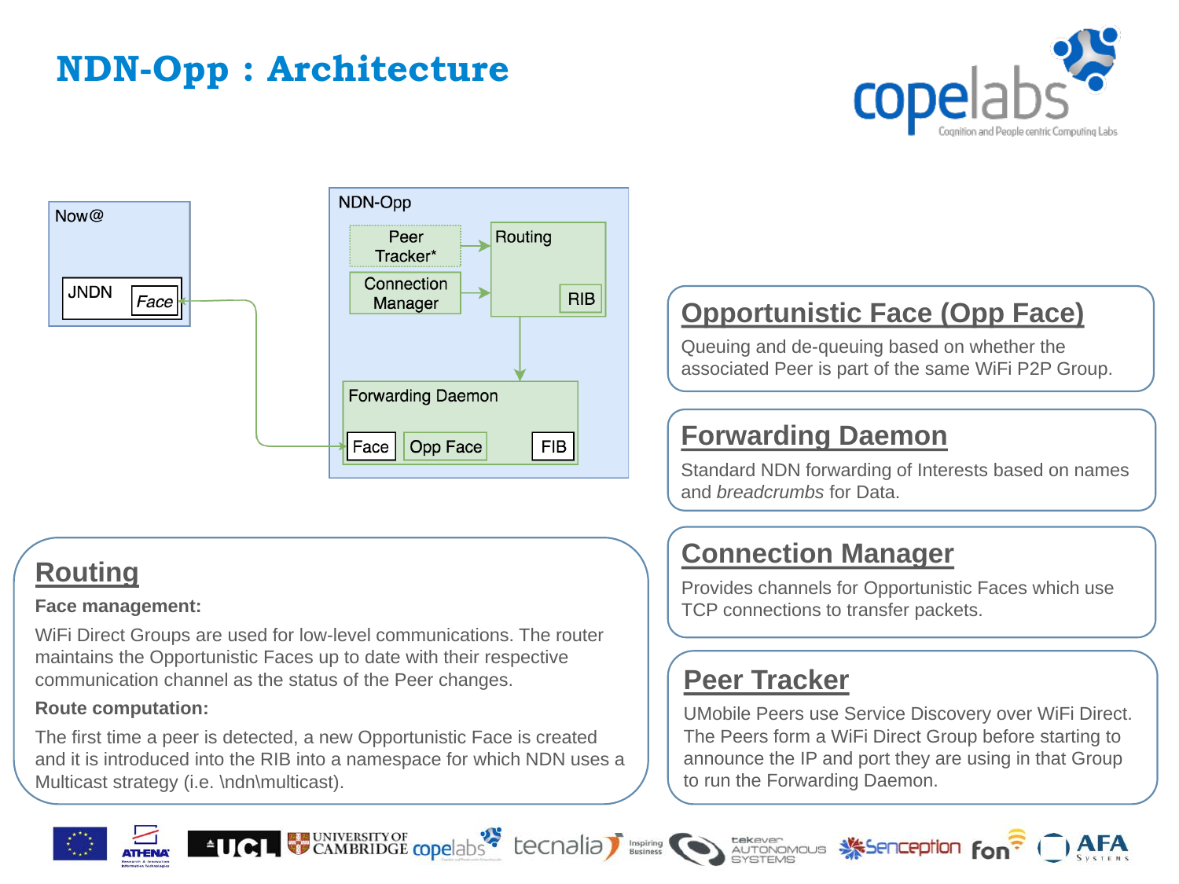# NDN-Opp : Architecture

Now@

JNDN *Face*

NDN-Opp

Peer Tracker*

Connection Manager

Routing

RIB

Forwarding Daemon

Face | Opp Face | FIB

## Opportunistic Face (Opp Face)

Queuing and de-queuing based on whether the associated Peer is part of the same WiFi P2P Group.

## Forwarding Daemon

Standard NDN forwarding of Interests based on names and *breadcrumbs* for Data.

## Connection Manager

Provides channels for Opportunistic Faces which use TCP connections to transfer packets.

## Peer Tracker

UMobile Peers use Service Discovery over WiFi Direct. The Peers form a WiFi Direct Group before starting to announce the IP and port they are using in that Group to run the Forwarding Daemon.

## Routing

**Face management:**

WiFi Direct Groups are used for low-level communications. The router maintains the Opportunistic Faces up to date with their respective communication channel as the status of the Peer changes.

**Route computation:**

The first time a peer is detected, a new Opportunistic Face is created and it is introduced into the RIB into a namespace for which NDN uses a Multicast strategy (i.e. \ndn\multicast).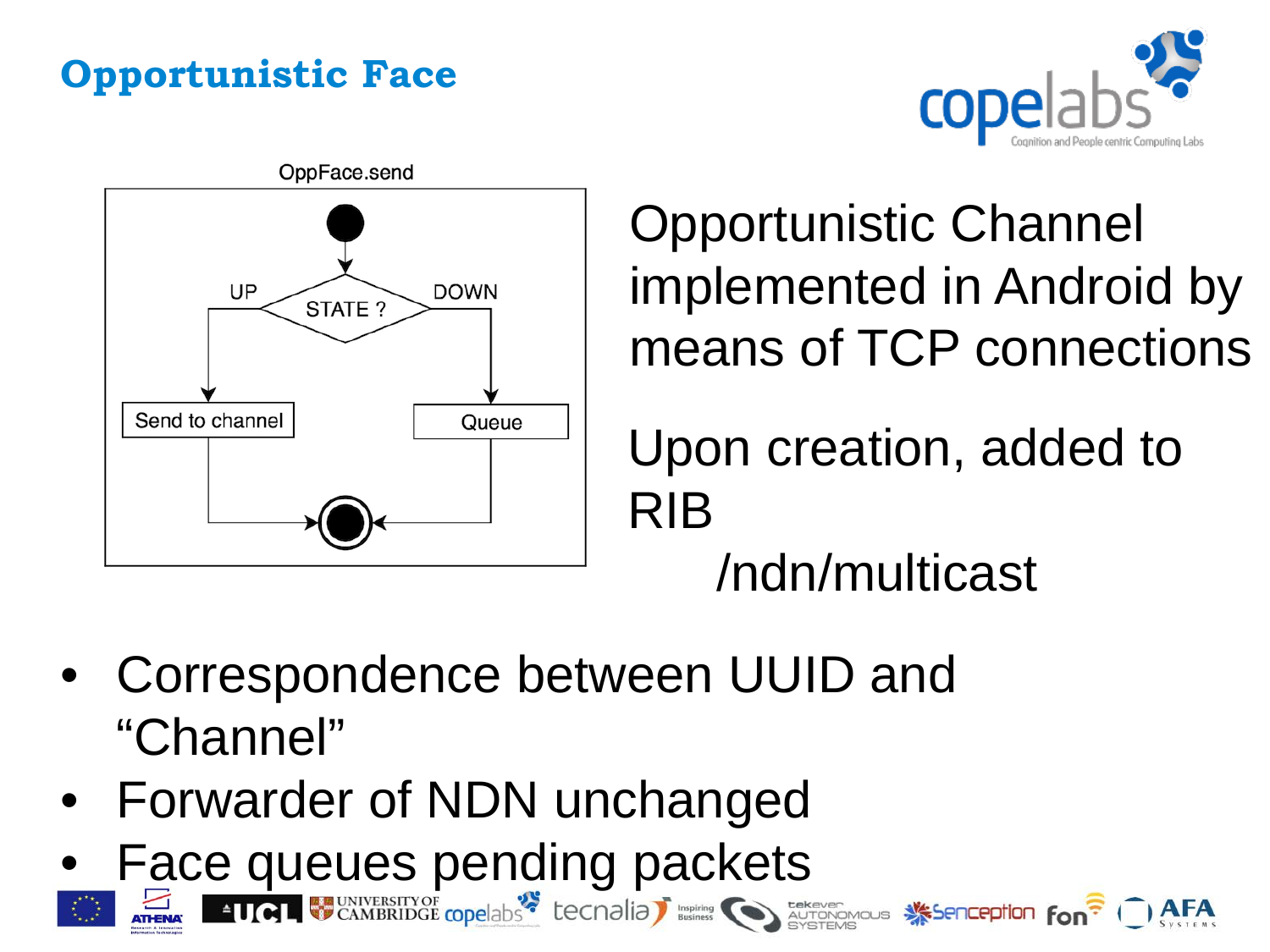# Opportunistic Face

OppFace.send

UP — STATE ? — DOWN

Send to channel

Queue

Opportunistic Channel implemented in Android by means of TCP connections

Upon creation, added to RIB

/ndn/multicast

- Correspondence between UUID and “Channel”
- Forwarder of NDN unchanged
- Face queues pending packets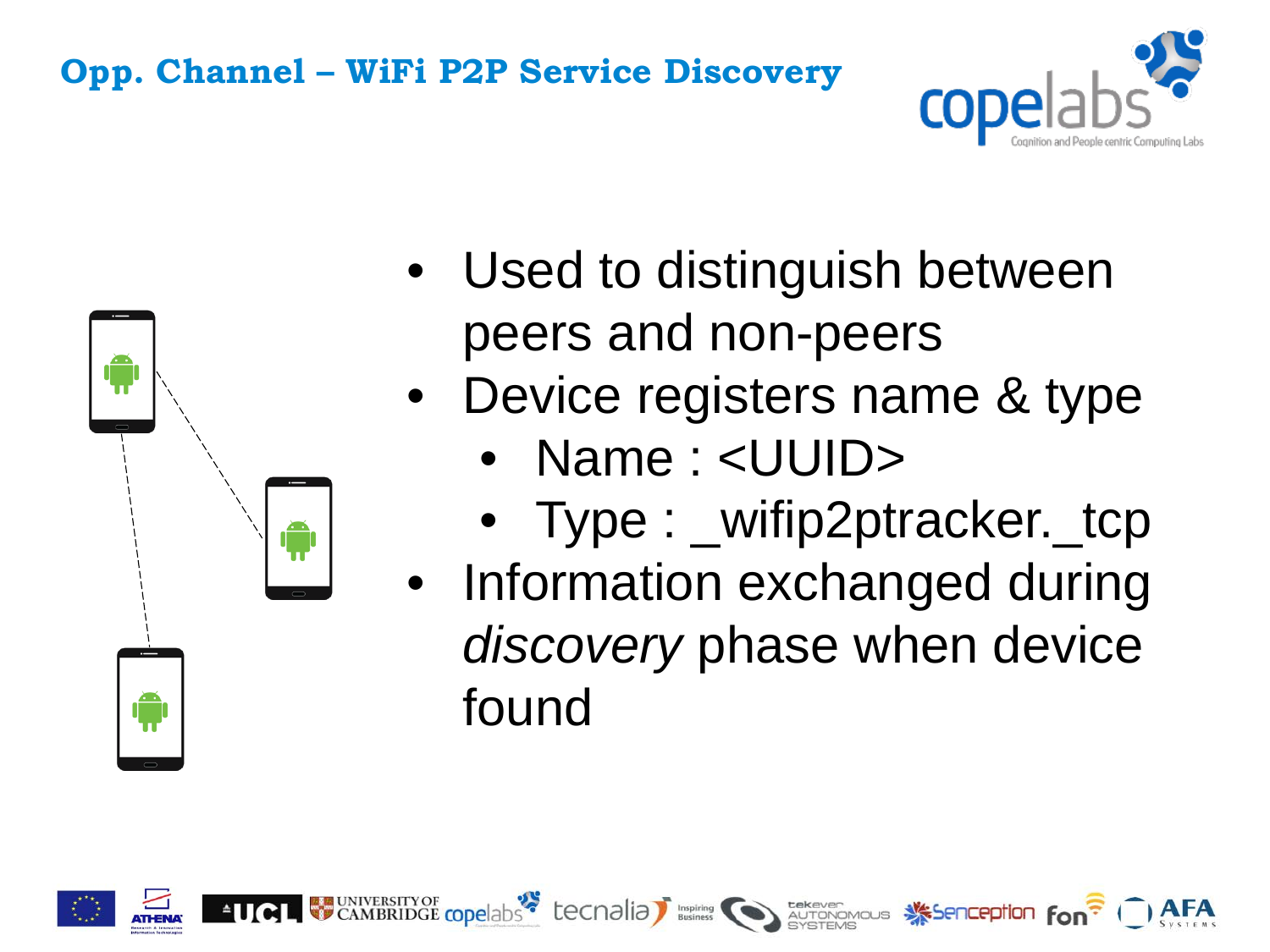# Opp. Channel – WiFi P2P Service Discovery

- Used to distinguish between peers and non-peers
- Device registers name & type
  - Name : <UUID>
  - Type : _wifip2ptracker._tcp
- Information exchanged during *discovery* phase when device found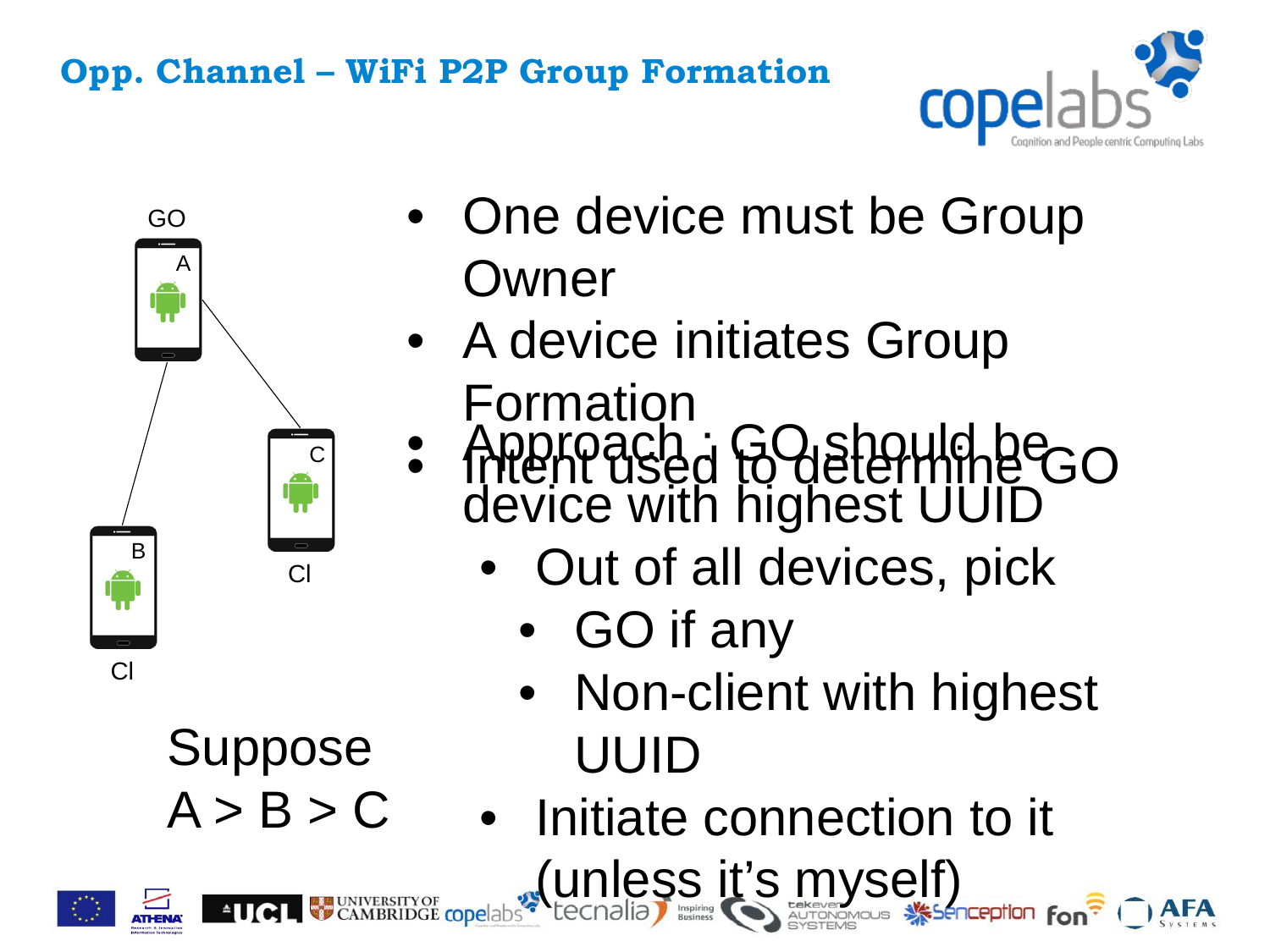# Opp. Channel – WiFi P2P Group Formation

GO

A

C

B

CI

CI

Suppose
A > B > C

- One device must be Group Owner
- A device initiates Group Formation
- Intent used to determine GO
- Approach : GO should be device with highest UUID
  - Out of all devices, pick
    - GO if any
    - Non-client with highest UUID
  - Initiate connection to it (unless it's myself)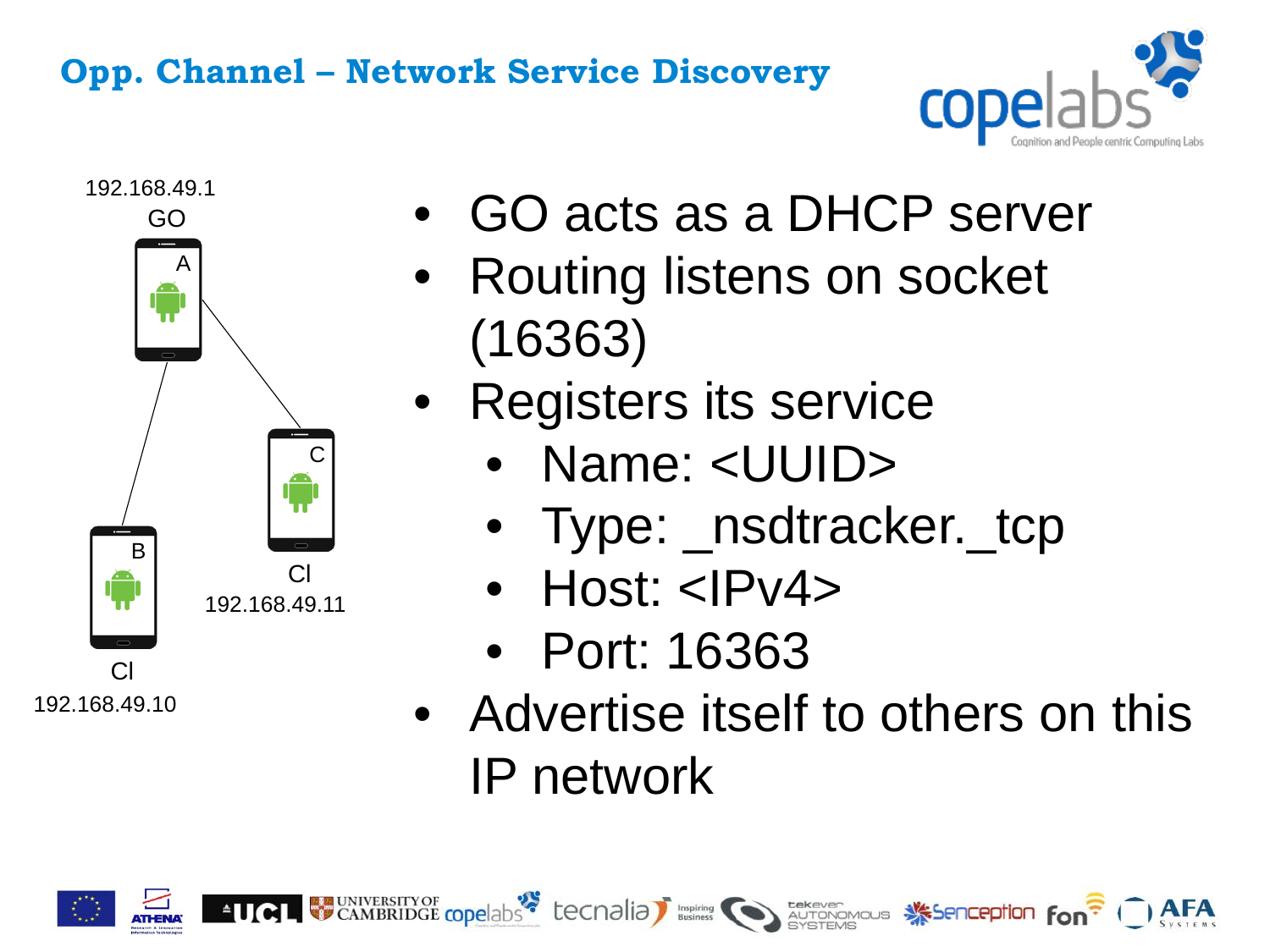## Opp. Channel – Network Service Discovery

192.168.49.1
GO
A

C
CI
192.168.49.11

B
CI
192.168.49.10

- GO acts as a DHCP server
- Routing listens on socket (16363)
- Registers its service
  - Name: <UUID>
  - Type: _nsdtracker._tcp
  - Host: <IPv4>
  - Port: 16363
- Advertise itself to others on this IP network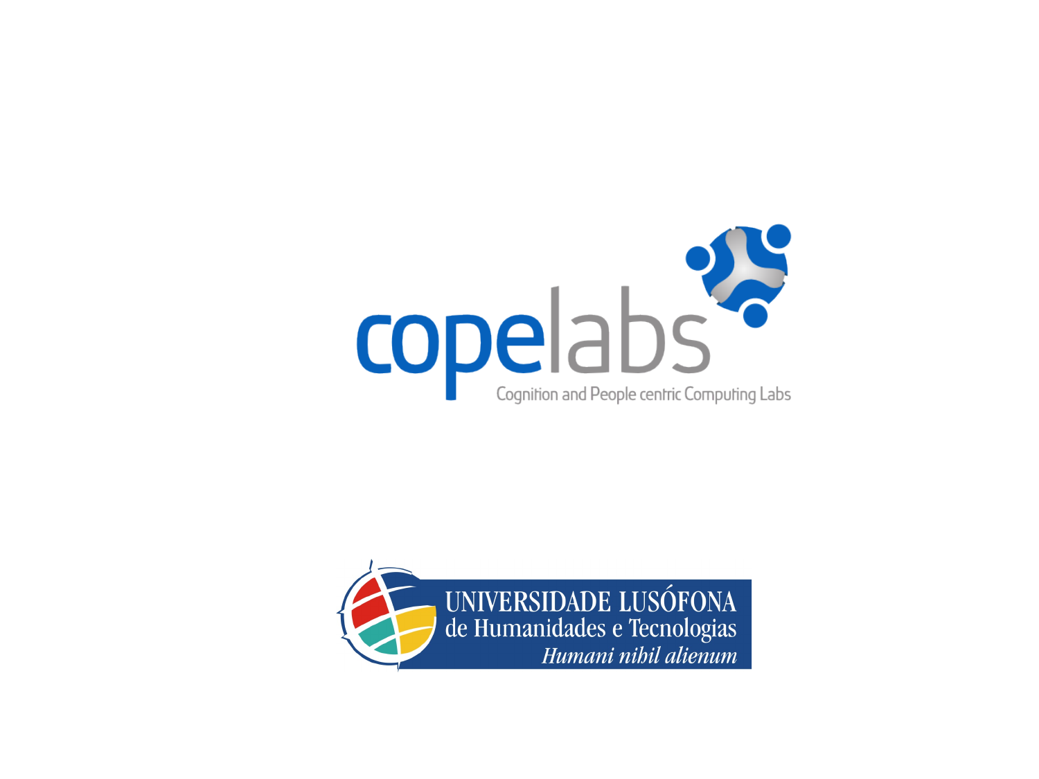copelabs

Cognition and People centric Computing Labs

UNIVERSIDADE LUSÓFONA
de Humanidades e Tecnologias
*Humani nihil alienum*